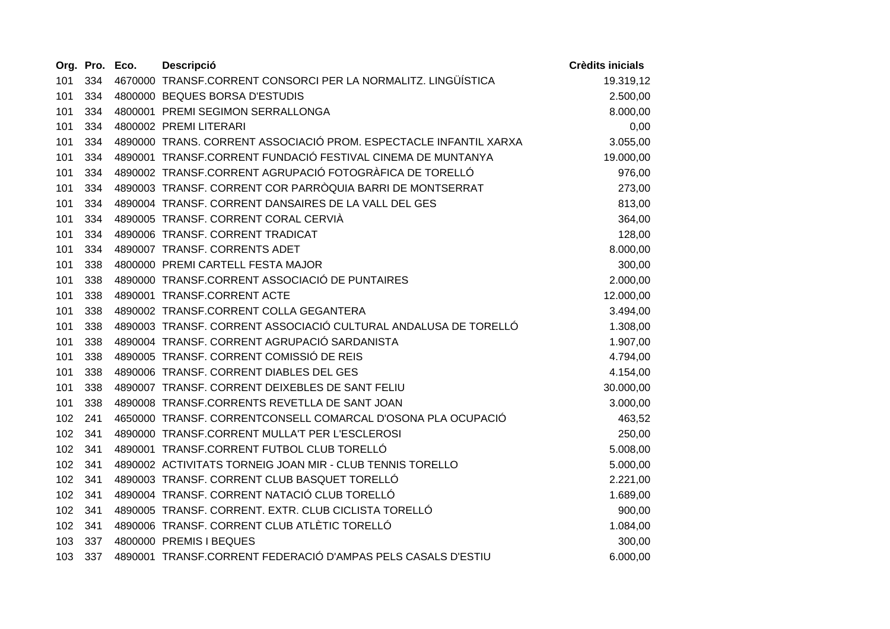| Org. | Pro. | Eco. | Descripció | Crèdits inicials |
|---|---|---|---|---|
| 101 | 334 | 4670000 | TRANSF.CORRENT CONSORCI PER LA NORMALITZ. LINGÜÍSTICA | 19.319,12 |
| 101 | 334 | 4800000 | BEQUES BORSA D'ESTUDIS | 2.500,00 |
| 101 | 334 | 4800001 | PREMI SEGIMON SERRALLONGA | 8.000,00 |
| 101 | 334 | 4800002 | PREMI LITERARI | 0,00 |
| 101 | 334 | 4890000 | TRANS. CORRENT ASSOCIACIÓ PROM. ESPECTACLE INFANTIL XARXA | 3.055,00 |
| 101 | 334 | 4890001 | TRANSF.CORRENT FUNDACIÓ FESTIVAL CINEMA DE MUNTANYA | 19.000,00 |
| 101 | 334 | 4890002 | TRANSF.CORRENT AGRUPACIÓ FOTOGRÀFICA DE TORELLÓ | 976,00 |
| 101 | 334 | 4890003 | TRANSF. CORRENT COR PARRÒQUIA BARRI DE MONTSERRAT | 273,00 |
| 101 | 334 | 4890004 | TRANSF. CORRENT DANSAIRES DE LA VALL DEL GES | 813,00 |
| 101 | 334 | 4890005 | TRANSF. CORRENT CORAL CERVIÀ | 364,00 |
| 101 | 334 | 4890006 | TRANSF. CORRENT TRADICAT | 128,00 |
| 101 | 334 | 4890007 | TRANSF. CORRENTS ADET | 8.000,00 |
| 101 | 338 | 4800000 | PREMI CARTELL FESTA MAJOR | 300,00 |
| 101 | 338 | 4890000 | TRANSF.CORRENT ASSOCIACIÓ DE PUNTAIRES | 2.000,00 |
| 101 | 338 | 4890001 | TRANSF.CORRENT ACTE | 12.000,00 |
| 101 | 338 | 4890002 | TRANSF.CORRENT COLLA GEGANTERA | 3.494,00 |
| 101 | 338 | 4890003 | TRANSF. CORRENT ASSOCIACIÓ CULTURAL ANDALUSA DE TORELLÓ | 1.308,00 |
| 101 | 338 | 4890004 | TRANSF. CORRENT AGRUPACIÓ SARDANISTA | 1.907,00 |
| 101 | 338 | 4890005 | TRANSF. CORRENT COMISSIÓ DE REIS | 4.794,00 |
| 101 | 338 | 4890006 | TRANSF. CORRENT DIABLES DEL GES | 4.154,00 |
| 101 | 338 | 4890007 | TRANSF. CORRENT DEIXEBLES DE SANT FELIU | 30.000,00 |
| 101 | 338 | 4890008 | TRANSF.CORRENTS REVETLLA DE SANT JOAN | 3.000,00 |
| 102 | 241 | 4650000 | TRANSF. CORRENTCONSELL COMARCAL D'OSONA PLA OCUPACIÓ | 463,52 |
| 102 | 341 | 4890000 | TRANSF.CORRENT MULLA'T PER L'ESCLEROSI | 250,00 |
| 102 | 341 | 4890001 | TRANSF.CORRENT FUTBOL CLUB TORELLÓ | 5.008,00 |
| 102 | 341 | 4890002 | ACTIVITATS TORNEIG JOAN MIR - CLUB TENNIS TORELLO | 5.000,00 |
| 102 | 341 | 4890003 | TRANSF. CORRENT CLUB BASQUET TORELLÓ | 2.221,00 |
| 102 | 341 | 4890004 | TRANSF. CORRENT NATACIÓ CLUB TORELLÓ | 1.689,00 |
| 102 | 341 | 4890005 | TRANSF. CORRENT. EXTR. CLUB CICLISTA TORELLÓ | 900,00 |
| 102 | 341 | 4890006 | TRANSF. CORRENT CLUB ATLÈTIC TORELLÓ | 1.084,00 |
| 103 | 337 | 4800000 | PREMIS I BEQUES | 300,00 |
| 103 | 337 | 4890001 | TRANSF.CORRENT FEDERACIÓ D'AMPAS PELS CASALS D'ESTIU | 6.000,00 |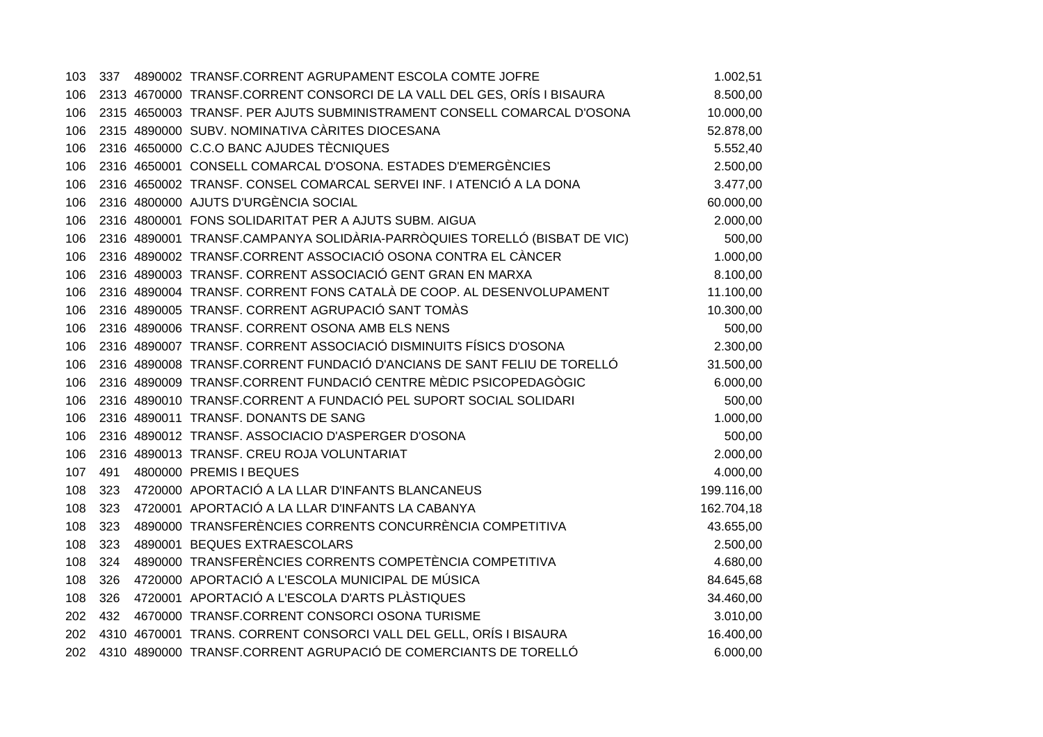| | | | | |
|---|---|---|---|---|
| 103 | 337 | 4890002 | TRANSF.CORRENT AGRUPAMENT ESCOLA COMTE JOFRE | 1.002,51 |
| 106 | 2313 | 4670000 | TRANSF.CORRENT CONSORCI DE LA VALL DEL GES, ORÍS I BISAURA | 8.500,00 |
| 106 | 2315 | 4650003 | TRANSF. PER AJUTS SUBMINISTRAMENT CONSELL COMARCAL D'OSONA | 10.000,00 |
| 106 | 2315 | 4890000 | SUBV. NOMINATIVA CÀRITES DIOCESANA | 52.878,00 |
| 106 | 2316 | 4650000 | C.C.O BANC AJUDES TÈCNIQUES | 5.552,40 |
| 106 | 2316 | 4650001 | CONSELL COMARCAL D'OSONA. ESTADES D'EMERGÈNCIES | 2.500,00 |
| 106 | 2316 | 4650002 | TRANSF. CONSEL COMARCAL SERVEI INF. I ATENCIÓ A LA DONA | 3.477,00 |
| 106 | 2316 | 4800000 | AJUTS D'URGÈNCIA SOCIAL | 60.000,00 |
| 106 | 2316 | 4800001 | FONS SOLIDARITAT PER A AJUTS SUBM. AIGUA | 2.000,00 |
| 106 | 2316 | 4890001 | TRANSF.CAMPANYA SOLIDÀRIA-PARRÒQUIES TORELLÓ (BISBAT DE VIC) | 500,00 |
| 106 | 2316 | 4890002 | TRANSF.CORRENT ASSOCIACIÓ OSONA CONTRA EL CÀNCER | 1.000,00 |
| 106 | 2316 | 4890003 | TRANSF. CORRENT ASSOCIACIÓ GENT GRAN EN MARXA | 8.100,00 |
| 106 | 2316 | 4890004 | TRANSF. CORRENT FONS CATALÀ DE COOP. AL DESENVOLUPAMENT | 11.100,00 |
| 106 | 2316 | 4890005 | TRANSF. CORRENT AGRUPACIÓ SANT TOMÀS | 10.300,00 |
| 106 | 2316 | 4890006 | TRANSF. CORRENT OSONA AMB ELS NENS | 500,00 |
| 106 | 2316 | 4890007 | TRANSF. CORRENT ASSOCIACIÓ DISMINUITS FÍSICS D'OSONA | 2.300,00 |
| 106 | 2316 | 4890008 | TRANSF.CORRENT FUNDACIÓ D'ANCIANS DE SANT FELIU DE TORELLÓ | 31.500,00 |
| 106 | 2316 | 4890009 | TRANSF.CORRENT FUNDACIÓ CENTRE MÈDIC PSICOPEDAGÒGIC | 6.000,00 |
| 106 | 2316 | 4890010 | TRANSF.CORRENT A FUNDACIÓ PEL SUPORT SOCIAL SOLIDARI | 500,00 |
| 106 | 2316 | 4890011 | TRANSF. DONANTS DE SANG | 1.000,00 |
| 106 | 2316 | 4890012 | TRANSF. ASSOCIACIO D'ASPERGER D'OSONA | 500,00 |
| 106 | 2316 | 4890013 | TRANSF. CREU ROJA VOLUNTARIAT | 2.000,00 |
| 107 | 491 | 4800000 | PREMIS I BEQUES | 4.000,00 |
| 108 | 323 | 4720000 | APORTACIÓ A LA LLAR D'INFANTS BLANCANEUS | 199.116,00 |
| 108 | 323 | 4720001 | APORTACIÓ A LA LLAR D'INFANTS LA CABANYA | 162.704,18 |
| 108 | 323 | 4890000 | TRANSFERÈNCIES CORRENTS CONCURRÈNCIA COMPETITIVA | 43.655,00 |
| 108 | 323 | 4890001 | BEQUES EXTRAESCOLARS | 2.500,00 |
| 108 | 324 | 4890000 | TRANSFERÈNCIES CORRENTS COMPETÈNCIA COMPETITIVA | 4.680,00 |
| 108 | 326 | 4720000 | APORTACIÓ A L'ESCOLA MUNICIPAL DE MÚSICA | 84.645,68 |
| 108 | 326 | 4720001 | APORTACIÓ A L'ESCOLA D'ARTS PLÀSTIQUES | 34.460,00 |
| 202 | 432 | 4670000 | TRANSF.CORRENT CONSORCI OSONA TURISME | 3.010,00 |
| 202 | 4310 | 4670001 | TRANS. CORRENT CONSORCI VALL DEL GELL, ORÍS I BISAURA | 16.400,00 |
| 202 | 4310 | 4890000 | TRANSF.CORRENT AGRUPACIÓ DE COMERCIANTS DE TORELLÓ | 6.000,00 |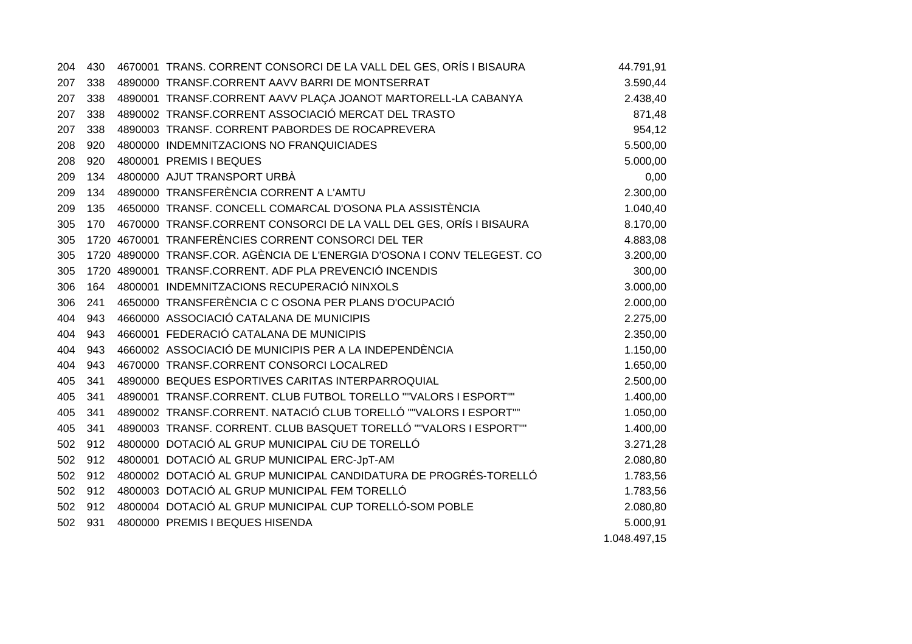| | | | | |
|---|---|---|---|---|
| 204 | 430 | 4670001 | TRANS. CORRENT CONSORCI DE LA VALL DEL GES, ORÍS I BISAURA | 44.791,91 |
| 207 | 338 | 4890000 | TRANSF.CORRENT AAVV BARRI DE MONTSERRAT | 3.590,44 |
| 207 | 338 | 4890001 | TRANSF.CORRENT AAVV PLAÇA JOANOT MARTORELL-LA CABANYA | 2.438,40 |
| 207 | 338 | 4890002 | TRANSF.CORRENT ASSOCIACIÓ MERCAT DEL TRASTO | 871,48 |
| 207 | 338 | 4890003 | TRANSF. CORRENT PABORDES DE ROCAPREVERA | 954,12 |
| 208 | 920 | 4800000 | INDEMNITZACIONS NO FRANQUICIADES | 5.500,00 |
| 208 | 920 | 4800001 | PREMIS I BEQUES | 5.000,00 |
| 209 | 134 | 4800000 | AJUT TRANSPORT URBÀ | 0,00 |
| 209 | 134 | 4890000 | TRANSFERÈNCIA CORRENT A L'AMTU | 2.300,00 |
| 209 | 135 | 4650000 | TRANSF. CONCELL COMARCAL D'OSONA PLA ASSISTÈNCIA | 1.040,40 |
| 305 | 170 | 4670000 | TRANSF.CORRENT CONSORCI DE LA VALL DEL GES, ORÍS I BISAURA | 8.170,00 |
| 305 | 1720 | 4670001 | TRANFERÈNCIES CORRENT CONSORCI DEL TER | 4.883,08 |
| 305 | 1720 | 4890000 | TRANSF.COR. AGÈNCIA DE L'ENERGIA D'OSONA I CONV TELEGEST. CO | 3.200,00 |
| 305 | 1720 | 4890001 | TRANSF.CORRENT. ADF PLA PREVENCIÓ INCENDIS | 300,00 |
| 306 | 164 | 4800001 | INDEMNITZACIONS RECUPERACIÓ NINXOLS | 3.000,00 |
| 306 | 241 | 4650000 | TRANSFERÈNCIA C C OSONA PER PLANS D'OCUPACIÓ | 2.000,00 |
| 404 | 943 | 4660000 | ASSOCIACIÓ CATALANA DE MUNICIPIS | 2.275,00 |
| 404 | 943 | 4660001 | FEDERACIÓ CATALANA DE MUNICIPIS | 2.350,00 |
| 404 | 943 | 4660002 | ASSOCIACIÓ DE MUNICIPIS PER A LA INDEPENDÈNCIA | 1.150,00 |
| 404 | 943 | 4670000 | TRANSF.CORRENT CONSORCI LOCALRED | 1.650,00 |
| 405 | 341 | 4890000 | BEQUES ESPORTIVES CARITAS INTERPARROQUIAL | 2.500,00 |
| 405 | 341 | 4890001 | TRANSF.CORRENT. CLUB FUTBOL TORELLO ""VALORS I ESPORT"" | 1.400,00 |
| 405 | 341 | 4890002 | TRANSF.CORRENT. NATACIÓ CLUB TORELLÓ ""VALORS I ESPORT"" | 1.050,00 |
| 405 | 341 | 4890003 | TRANSF. CORRENT. CLUB BASQUET TORELLÓ ""VALORS I ESPORT"" | 1.400,00 |
| 502 | 912 | 4800000 | DOTACIÓ AL GRUP MUNICIPAL CiU DE TORELLÓ | 3.271,28 |
| 502 | 912 | 4800001 | DOTACIÓ AL GRUP MUNICIPAL ERC-JpT-AM | 2.080,80 |
| 502 | 912 | 4800002 | DOTACIÓ AL GRUP MUNICIPAL CANDIDATURA DE PROGRÉS-TORELLÓ | 1.783,56 |
| 502 | 912 | 4800003 | DOTACIÓ AL GRUP MUNICIPAL FEM TORELLÓ | 1.783,56 |
| 502 | 912 | 4800004 | DOTACIÓ AL GRUP MUNICIPAL CUP TORELLÓ-SOM POBLE | 2.080,80 |
| 502 | 931 | 4800000 | PREMIS I BEQUES HISENDA | 5.000,91 |
| | | | | 1.048.497,15 |